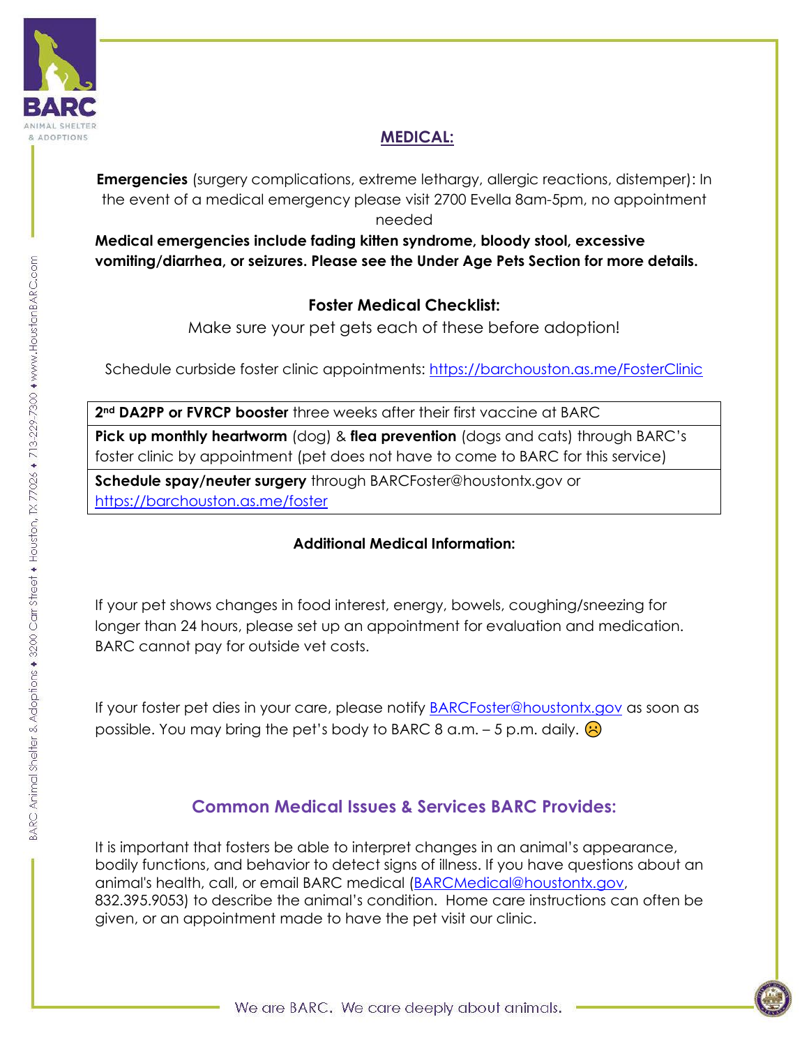## MEDICAL:

**Emergencies** (surgery complications, extreme lethargy, allergic reactions, distemper): In the event of a medical emergency please visit 2700 Evella 8am-5pm, no appointment needed

**Medical emergencies include fading kitten syndrome, bloody stool, excessive vomiting/diarrhea, or seizures. Please see the Under Age Pets Section for more details.**

### Foster Medical Checklist:

Make sure your pet gets each of these before adoption!

Schedule curbside foster clinic appointments: https://barchouston.as.me/FosterClinic

| |
|---|
| **2nd DA2PP or FVRCP booster** three weeks after their first vaccine at BARC |
| **Pick up monthly heartworm** (dog) & **flea prevention** (dogs and cats) through BARC's foster clinic by appointment (pet does not have to come to BARC for this service) |
| **Schedule spay/neuter surgery** through BARCFoster@houstontx.gov or https://barchouston.as.me/foster |

**Additional Medical Information:**

If your pet shows changes in food interest, energy, bowels, coughing/sneezing for longer than 24 hours, please set up an appointment for evaluation and medication. BARC cannot pay for outside vet costs.

If your foster pet dies in your care, please notify BARCFoster@houstontx.gov as soon as possible. You may bring the pet's body to BARC 8 a.m. – 5 p.m. daily. ☹

## Common Medical Issues & Services BARC Provides:

It is important that fosters be able to interpret changes in an animal's appearance, bodily functions, and behavior to detect signs of illness. If you have questions about an animal's health, call, or email BARC medical (BARCMedical@houstontx.gov, 832.395.9053) to describe the animal's condition. Home care instructions can often be given, or an appointment made to have the pet visit our clinic.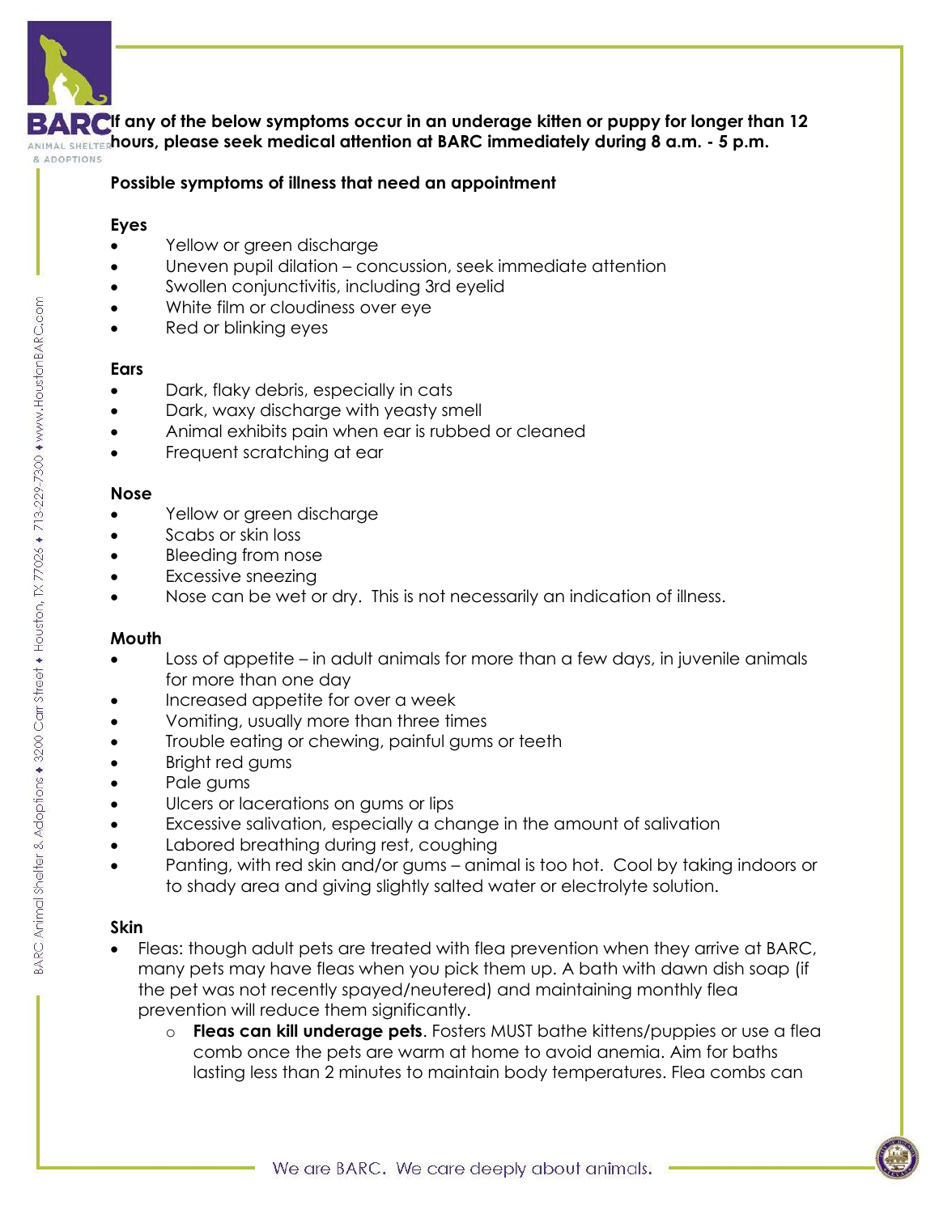**If any of the below symptoms occur in an underage kitten or puppy for longer than 12 hours, please seek medical attention at BARC immediately during 8 a.m. - 5 p.m.**

**Possible symptoms of illness that need an appointment**

**Eyes**

- Yellow or green discharge
- Uneven pupil dilation – concussion, seek immediate attention
- Swollen conjunctivitis, including 3rd eyelid
- White film or cloudiness over eye
- Red or blinking eyes

**Ears**

- Dark, flaky debris, especially in cats
- Dark, waxy discharge with yeasty smell
- Animal exhibits pain when ear is rubbed or cleaned
- Frequent scratching at ear

**Nose**

- Yellow or green discharge
- Scabs or skin loss
- Bleeding from nose
- Excessive sneezing
- Nose can be wet or dry. This is not necessarily an indication of illness.

**Mouth**

- Loss of appetite – in adult animals for more than a few days, in juvenile animals for more than one day
- Increased appetite for over a week
- Vomiting, usually more than three times
- Trouble eating or chewing, painful gums or teeth
- Bright red gums
- Pale gums
- Ulcers or lacerations on gums or lips
- Excessive salivation, especially a change in the amount of salivation
- Labored breathing during rest, coughing
- Panting, with red skin and/or gums – animal is too hot. Cool by taking indoors or to shady area and giving slightly salted water or electrolyte solution.

**Skin**

- Fleas: though adult pets are treated with flea prevention when they arrive at BARC, many pets may have fleas when you pick them up. A bath with dawn dish soap (if the pet was not recently spayed/neutered) and maintaining monthly flea prevention will reduce them significantly.
    - **Fleas can kill underage pets**. Fosters MUST bathe kittens/puppies or use a flea comb once the pets are warm at home to avoid anemia. Aim for baths lasting less than 2 minutes to maintain body temperatures. Flea combs can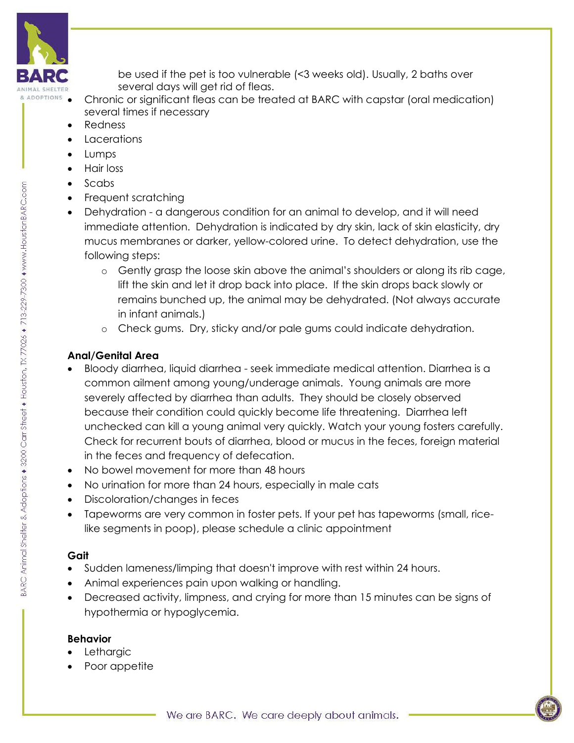be used if the pet is too vulnerable (<3 weeks old). Usually, 2 baths over several days will get rid of fleas.

- Chronic or significant fleas can be treated at BARC with capstar (oral medication) several times if necessary
- Redness
- Lacerations
- Lumps
- Hair loss
- Scabs
- Frequent scratching
- Dehydration - a dangerous condition for an animal to develop, and it will need immediate attention. Dehydration is indicated by dry skin, lack of skin elasticity, dry mucus membranes or darker, yellow-colored urine. To detect dehydration, use the following steps:
    - Gently grasp the loose skin above the animal's shoulders or along its rib cage, lift the skin and let it drop back into place. If the skin drops back slowly or remains bunched up, the animal may be dehydrated. (Not always accurate in infant animals.)
    - Check gums. Dry, sticky and/or pale gums could indicate dehydration.

**Anal/Genital Area**

- Bloody diarrhea, liquid diarrhea - seek immediate medical attention. Diarrhea is a common ailment among young/underage animals. Young animals are more severely affected by diarrhea than adults. They should be closely observed because their condition could quickly become life threatening. Diarrhea left unchecked can kill a young animal very quickly. Watch your young fosters carefully. Check for recurrent bouts of diarrhea, blood or mucus in the feces, foreign material in the feces and frequency of defecation.
- No bowel movement for more than 48 hours
- No urination for more than 24 hours, especially in male cats
- Discoloration/changes in feces
- Tapeworms are very common in foster pets. If your pet has tapeworms (small, rice-like segments in poop), please schedule a clinic appointment

**Gait**

- Sudden lameness/limping that doesn't improve with rest within 24 hours.
- Animal experiences pain upon walking or handling.
- Decreased activity, limpness, and crying for more than 15 minutes can be signs of hypothermia or hypoglycemia.

**Behavior**

- Lethargic
- Poor appetite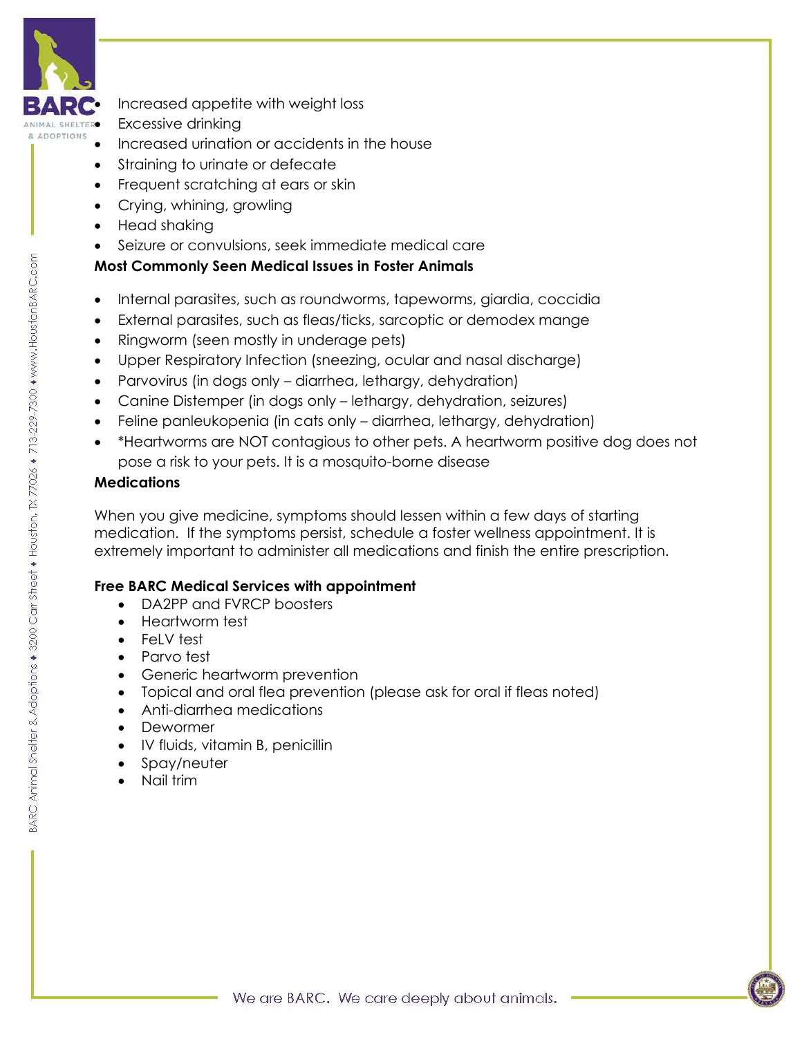- Increased appetite with weight loss
- Excessive drinking
- Increased urination or accidents in the house
- Straining to urinate or defecate
- Frequent scratching at ears or skin
- Crying, whining, growling
- Head shaking
- Seizure or convulsions, seek immediate medical care

**Most Commonly Seen Medical Issues in Foster Animals**

- Internal parasites, such as roundworms, tapeworms, giardia, coccidia
- External parasites, such as fleas/ticks, sarcoptic or demodex mange
- Ringworm (seen mostly in underage pets)
- Upper Respiratory Infection (sneezing, ocular and nasal discharge)
- Parvovirus (in dogs only – diarrhea, lethargy, dehydration)
- Canine Distemper (in dogs only – lethargy, dehydration, seizures)
- Feline panleukopenia (in cats only – diarrhea, lethargy, dehydration)
- *Heartworms are NOT contagious to other pets. A heartworm positive dog does not pose a risk to your pets. It is a mosquito-borne disease

**Medications**

When you give medicine, symptoms should lessen within a few days of starting medication. If the symptoms persist, schedule a foster wellness appointment. It is extremely important to administer all medications and finish the entire prescription.

**Free BARC Medical Services with appointment**

- DA2PP and FVRCP boosters
- Heartworm test
- FeLV test
- Parvo test
- Generic heartworm prevention
- Topical and oral flea prevention (please ask for oral if fleas noted)
- Anti-diarrhea medications
- Dewormer
- IV fluids, vitamin B, penicillin
- Spay/neuter
- Nail trim